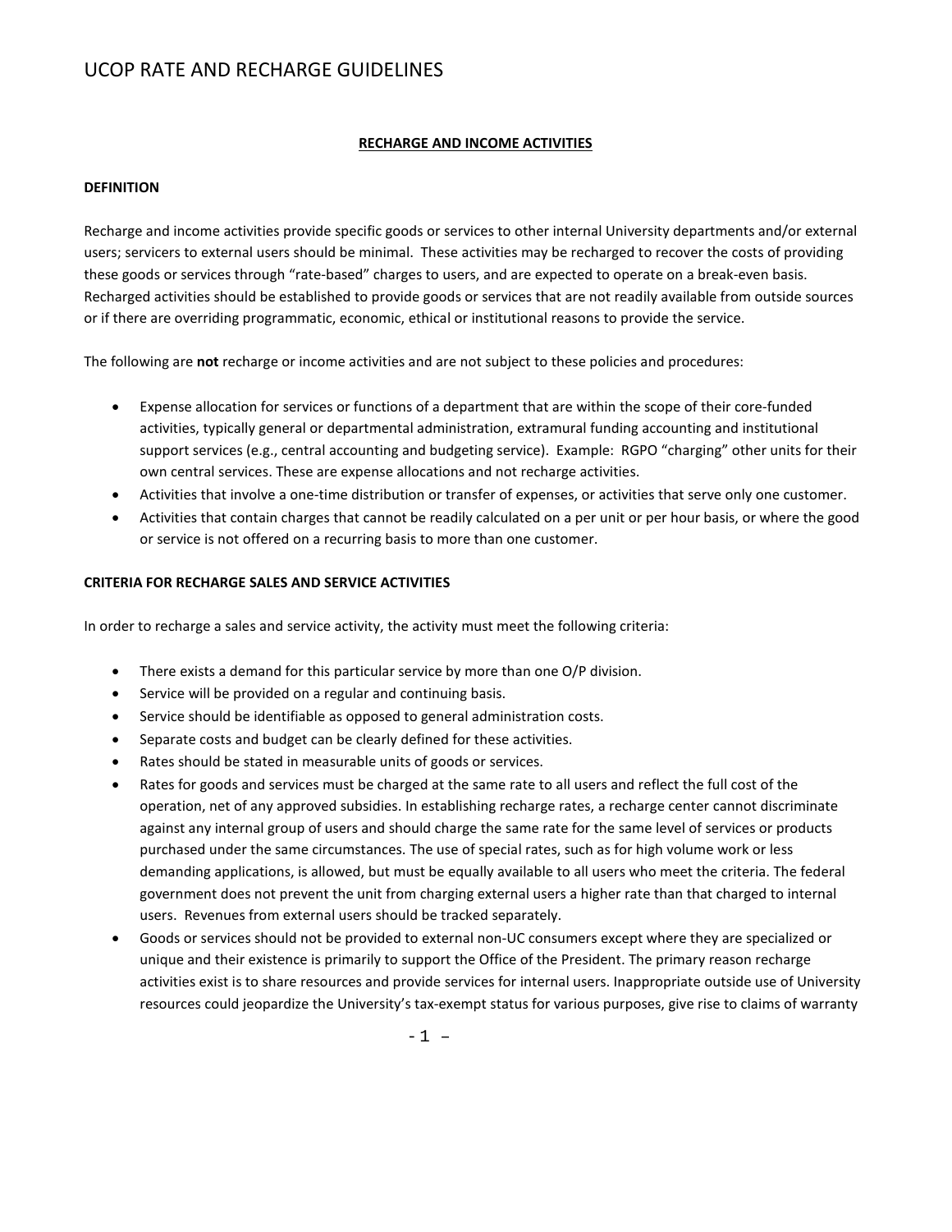# UCOP RATE AND RECHARGE GUIDELINES

## RECHARGE AND INCOME ACTIVITIES

### DEFINITION

Recharge and income activities provide specific goods or services to other internal University departments and/or external users; servicers to external users should be minimal. These activities may be recharged to recover the costs of providing these goods or services through "rate-based" charges to users, and are expected to operate on a break-even basis. Recharged activities should be established to provide goods or services that are not readily available from outside sources or if there are overriding programmatic, economic, ethical or institutional reasons to provide the service.

The following are **not** recharge or income activities and are not subject to these policies and procedures:

- Expense allocation for services or functions of a department that are within the scope of their core-funded activities, typically general or departmental administration, extramural funding accounting and institutional support services (e.g., central accounting and budgeting service). Example: RGPO "charging" other units for their own central services. These are expense allocations and not recharge activities.
- Activities that involve a one-time distribution or transfer of expenses, or activities that serve only one customer.
- Activities that contain charges that cannot be readily calculated on a per unit or per hour basis, or where the good or service is not offered on a recurring basis to more than one customer.

### CRITERIA FOR RECHARGE SALES AND SERVICE ACTIVITIES

In order to recharge a sales and service activity, the activity must meet the following criteria:

- There exists a demand for this particular service by more than one O/P division.
- Service will be provided on a regular and continuing basis.
- Service should be identifiable as opposed to general administration costs.
- Separate costs and budget can be clearly defined for these activities.
- Rates should be stated in measurable units of goods or services.
- Rates for goods and services must be charged at the same rate to all users and reflect the full cost of the operation, net of any approved subsidies. In establishing recharge rates, a recharge center cannot discriminate against any internal group of users and should charge the same rate for the same level of services or products purchased under the same circumstances. The use of special rates, such as for high volume work or less demanding applications, is allowed, but must be equally available to all users who meet the criteria. The federal government does not prevent the unit from charging external users a higher rate than that charged to internal users. Revenues from external users should be tracked separately.
- Goods or services should not be provided to external non-UC consumers except where they are specialized or unique and their existence is primarily to support the Office of the President. The primary reason recharge activities exist is to share resources and provide services for internal users. Inappropriate outside use of University resources could jeopardize the University's tax-exempt status for various purposes, give rise to claims of warranty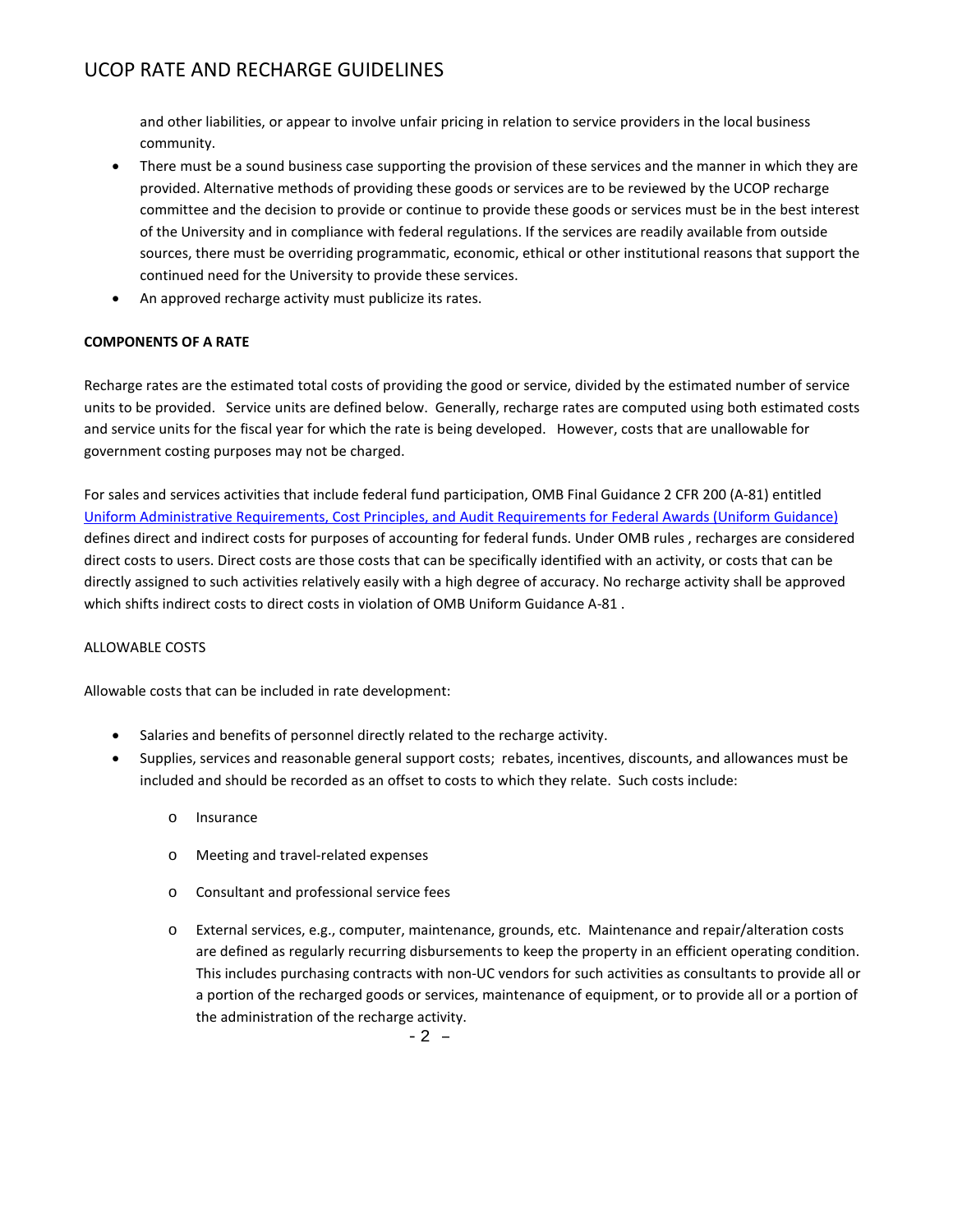and other liabilities, or appear to involve unfair pricing in relation to service providers in the local business community.

- There must be a sound business case supporting the provision of these services and the manner in which they are provided. Alternative methods of providing these goods or services are to be reviewed by the UCOP recharge committee and the decision to provide or continue to provide these goods or services must be in the best interest of the University and in compliance with federal regulations. If the services are readily available from outside sources, there must be overriding programmatic, economic, ethical or other institutional reasons that support the continued need for the University to provide these services.
- An approved recharge activity must publicize its rates.

**COMPONENTS OF A RATE**

Recharge rates are the estimated total costs of providing the good or service, divided by the estimated number of service units to be provided. Service units are defined below. Generally, recharge rates are computed using both estimated costs and service units for the fiscal year for which the rate is being developed. However, costs that are unallowable for government costing purposes may not be charged.

For sales and services activities that include federal fund participation, OMB Final Guidance 2 CFR 200 (A-81) entitled Uniform Administrative Requirements, Cost Principles, and Audit Requirements for Federal Awards (Uniform Guidance) defines direct and indirect costs for purposes of accounting for federal funds. Under OMB rules , recharges are considered direct costs to users. Direct costs are those costs that can be specifically identified with an activity, or costs that can be directly assigned to such activities relatively easily with a high degree of accuracy. No recharge activity shall be approved which shifts indirect costs to direct costs in violation of OMB Uniform Guidance A-81 .

ALLOWABLE COSTS

Allowable costs that can be included in rate development:

- Salaries and benefits of personnel directly related to the recharge activity.
- Supplies, services and reasonable general support costs; rebates, incentives, discounts, and allowances must be included and should be recorded as an offset to costs to which they relate. Such costs include:
  - Insurance
  - Meeting and travel-related expenses
  - Consultant and professional service fees
  - External services, e.g., computer, maintenance, grounds, etc. Maintenance and repair/alteration costs are defined as regularly recurring disbursements to keep the property in an efficient operating condition. This includes purchasing contracts with non-UC vendors for such activities as consultants to provide all or a portion of the recharged goods or services, maintenance of equipment, or to provide all or a portion of the administration of the recharge activity.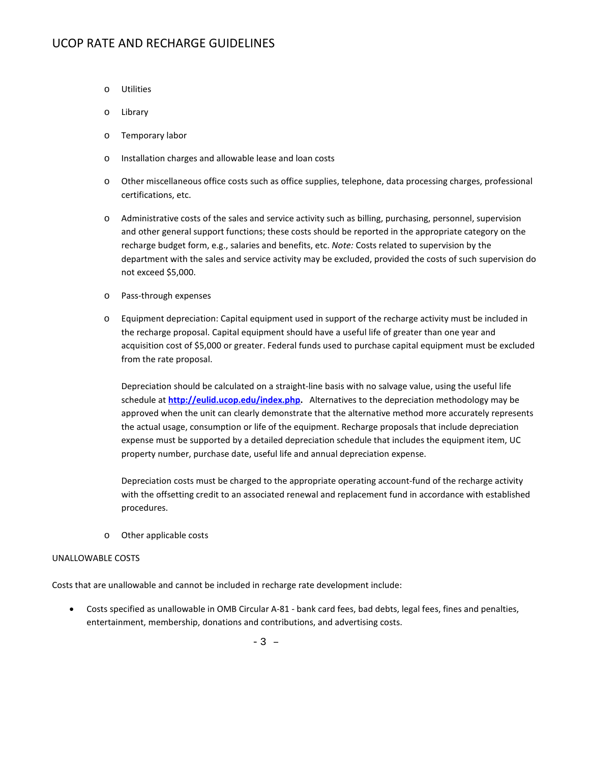- Utilities
- Library
- Temporary labor
- Installation charges and allowable lease and loan costs
- Other miscellaneous office costs such as office supplies, telephone, data processing charges, professional certifications, etc.
- Administrative costs of the sales and service activity such as billing, purchasing, personnel, supervision and other general support functions; these costs should be reported in the appropriate category on the recharge budget form, e.g., salaries and benefits, etc. *Note:* Costs related to supervision by the department with the sales and service activity may be excluded, provided the costs of such supervision do not exceed $5,000.
- Pass-through expenses
- Equipment depreciation: Capital equipment used in support of the recharge activity must be included in the recharge proposal. Capital equipment should have a useful life of greater than one year and acquisition cost of $5,000 or greater. Federal funds used to purchase capital equipment must be excluded from the rate proposal.

  Depreciation should be calculated on a straight-line basis with no salvage value, using the useful life schedule at **http://eulid.ucop.edu/index.php.** Alternatives to the depreciation methodology may be approved when the unit can clearly demonstrate that the alternative method more accurately represents the actual usage, consumption or life of the equipment. Recharge proposals that include depreciation expense must be supported by a detailed depreciation schedule that includes the equipment item, UC property number, purchase date, useful life and annual depreciation expense.

  Depreciation costs must be charged to the appropriate operating account-fund of the recharge activity with the offsetting credit to an associated renewal and replacement fund in accordance with established procedures.
- Other applicable costs

UNALLOWABLE COSTS

Costs that are unallowable and cannot be included in recharge rate development include:

- Costs specified as unallowable in OMB Circular A-81 - bank card fees, bad debts, legal fees, fines and penalties, entertainment, membership, donations and contributions, and advertising costs.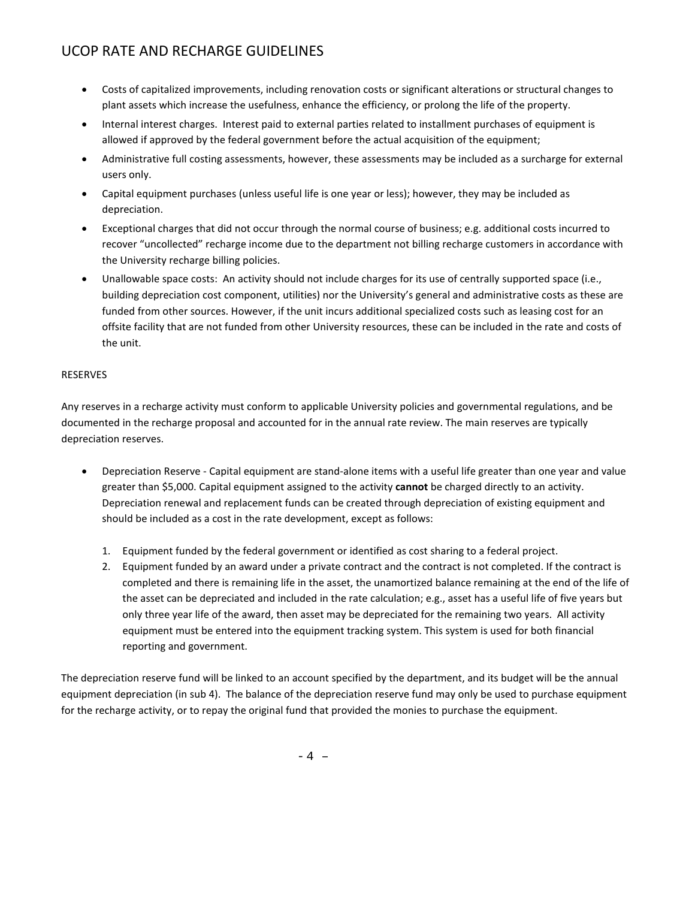- Costs of capitalized improvements, including renovation costs or significant alterations or structural changes to plant assets which increase the usefulness, enhance the efficiency, or prolong the life of the property.
- Internal interest charges. Interest paid to external parties related to installment purchases of equipment is allowed if approved by the federal government before the actual acquisition of the equipment;
- Administrative full costing assessments, however, these assessments may be included as a surcharge for external users only.
- Capital equipment purchases (unless useful life is one year or less); however, they may be included as depreciation.
- Exceptional charges that did not occur through the normal course of business; e.g. additional costs incurred to recover "uncollected" recharge income due to the department not billing recharge customers in accordance with the University recharge billing policies.
- Unallowable space costs: An activity should not include charges for its use of centrally supported space (i.e., building depreciation cost component, utilities) nor the University's general and administrative costs as these are funded from other sources. However, if the unit incurs additional specialized costs such as leasing cost for an offsite facility that are not funded from other University resources, these can be included in the rate and costs of the unit.

RESERVES

Any reserves in a recharge activity must conform to applicable University policies and governmental regulations, and be documented in the recharge proposal and accounted for in the annual rate review. The main reserves are typically depreciation reserves.

- Depreciation Reserve - Capital equipment are stand-alone items with a useful life greater than one year and value greater than $5,000. Capital equipment assigned to the activity **cannot** be charged directly to an activity. Depreciation renewal and replacement funds can be created through depreciation of existing equipment and should be included as a cost in the rate development, except as follows:

  1. Equipment funded by the federal government or identified as cost sharing to a federal project.
  2. Equipment funded by an award under a private contract and the contract is not completed. If the contract is completed and there is remaining life in the asset, the unamortized balance remaining at the end of the life of the asset can be depreciated and included in the rate calculation; e.g., asset has a useful life of five years but only three year life of the award, then asset may be depreciated for the remaining two years. All activity equipment must be entered into the equipment tracking system. This system is used for both financial reporting and government.

The depreciation reserve fund will be linked to an account specified by the department, and its budget will be the annual equipment depreciation (in sub 4). The balance of the depreciation reserve fund may only be used to purchase equipment for the recharge activity, or to repay the original fund that provided the monies to purchase the equipment.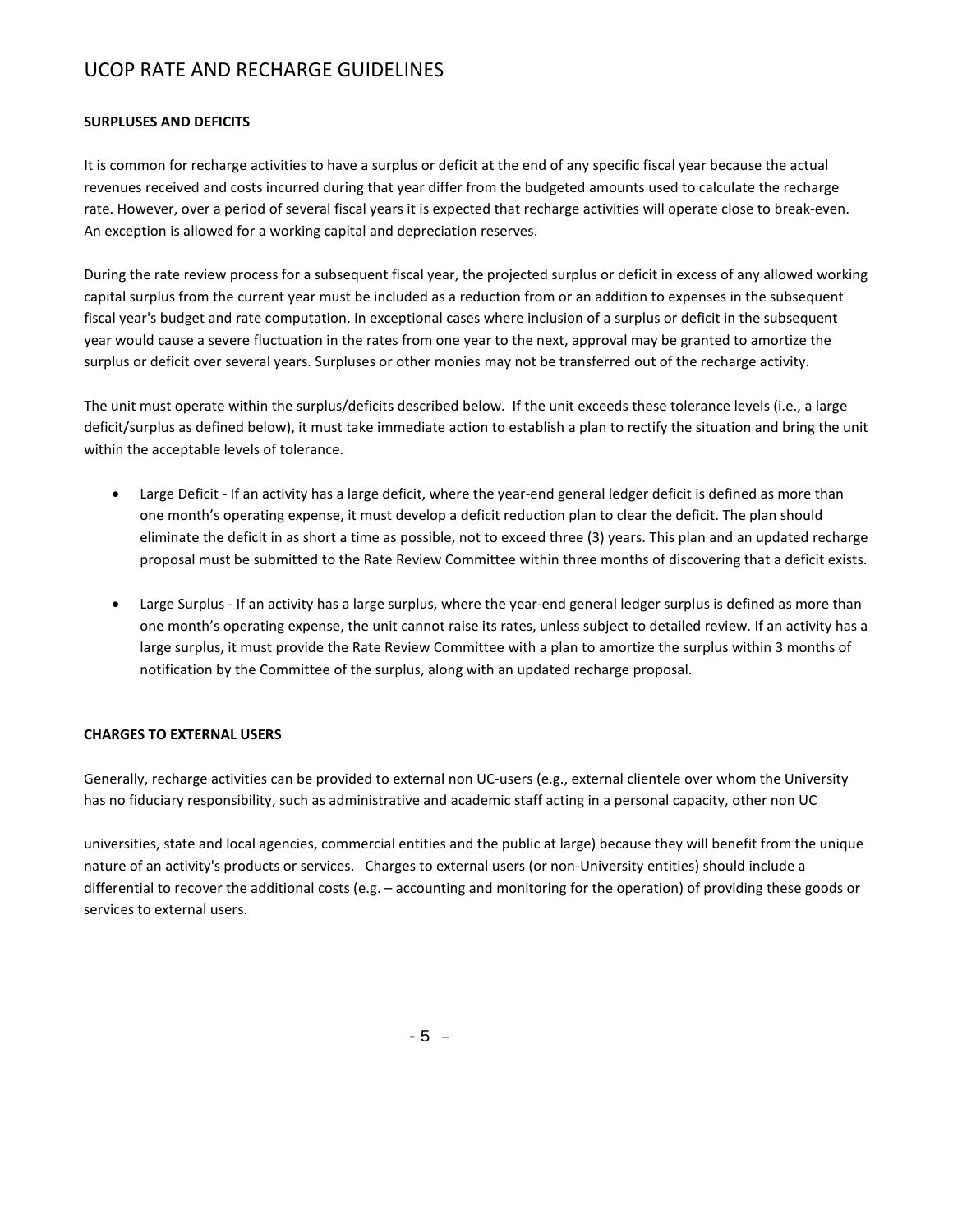## SURPLUSES AND DEFICITS

It is common for recharge activities to have a surplus or deficit at the end of any specific fiscal year because the actual revenues received and costs incurred during that year differ from the budgeted amounts used to calculate the recharge rate. However, over a period of several fiscal years it is expected that recharge activities will operate close to break-even. An exception is allowed for a working capital and depreciation reserves.

During the rate review process for a subsequent fiscal year, the projected surplus or deficit in excess of any allowed working capital surplus from the current year must be included as a reduction from or an addition to expenses in the subsequent fiscal year's budget and rate computation. In exceptional cases where inclusion of a surplus or deficit in the subsequent year would cause a severe fluctuation in the rates from one year to the next, approval may be granted to amortize the surplus or deficit over several years. Surpluses or other monies may not be transferred out of the recharge activity.

The unit must operate within the surplus/deficits described below. If the unit exceeds these tolerance levels (i.e., a large deficit/surplus as defined below), it must take immediate action to establish a plan to rectify the situation and bring the unit within the acceptable levels of tolerance.

- Large Deficit - If an activity has a large deficit, where the year-end general ledger deficit is defined as more than one month's operating expense, it must develop a deficit reduction plan to clear the deficit. The plan should eliminate the deficit in as short a time as possible, not to exceed three (3) years. This plan and an updated recharge proposal must be submitted to the Rate Review Committee within three months of discovering that a deficit exists.

- Large Surplus - If an activity has a large surplus, where the year-end general ledger surplus is defined as more than one month's operating expense, the unit cannot raise its rates, unless subject to detailed review. If an activity has a large surplus, it must provide the Rate Review Committee with a plan to amortize the surplus within 3 months of notification by the Committee of the surplus, along with an updated recharge proposal.

## CHARGES TO EXTERNAL USERS

Generally, recharge activities can be provided to external non UC-users (e.g., external clientele over whom the University has no fiduciary responsibility, such as administrative and academic staff acting in a personal capacity, other non UC universities, state and local agencies, commercial entities and the public at large) because they will benefit from the unique nature of an activity's products or services. Charges to external users (or non-University entities) should include a differential to recover the additional costs (e.g. – accounting and monitoring for the operation) of providing these goods or services to external users.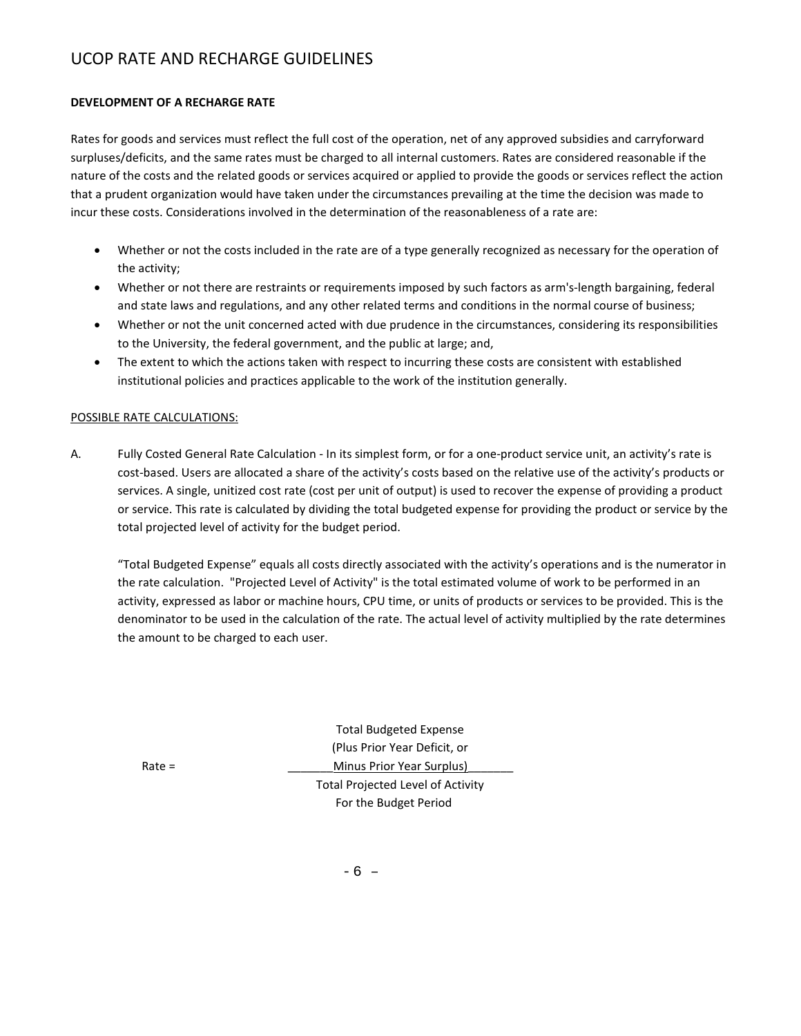**DEVELOPMENT OF A RECHARGE RATE**

Rates for goods and services must reflect the full cost of the operation, net of any approved subsidies and carryforward surpluses/deficits, and the same rates must be charged to all internal customers. Rates are considered reasonable if the nature of the costs and the related goods or services acquired or applied to provide the goods or services reflect the action that a prudent organization would have taken under the circumstances prevailing at the time the decision was made to incur these costs. Considerations involved in the determination of the reasonableness of a rate are:

- Whether or not the costs included in the rate are of a type generally recognized as necessary for the operation of the activity;
- Whether or not there are restraints or requirements imposed by such factors as arm's-length bargaining, federal and state laws and regulations, and any other related terms and conditions in the normal course of business;
- Whether or not the unit concerned acted with due prudence in the circumstances, considering its responsibilities to the University, the federal government, and the public at large; and,
- The extent to which the actions taken with respect to incurring these costs are consistent with established institutional policies and practices applicable to the work of the institution generally.

POSSIBLE RATE CALCULATIONS:

A. Fully Costed General Rate Calculation - In its simplest form, or for a one-product service unit, an activity's rate is cost-based. Users are allocated a share of the activity's costs based on the relative use of the activity's products or services. A single, unitized cost rate (cost per unit of output) is used to recover the expense of providing a product or service. This rate is calculated by dividing the total budgeted expense for providing the product or service by the total projected level of activity for the budget period.

   "Total Budgeted Expense" equals all costs directly associated with the activity's operations and is the numerator in the rate calculation. "Projected Level of Activity" is the total estimated volume of work to be performed in an activity, expressed as labor or machine hours, CPU time, or units of products or services to be provided. This is the denominator to be used in the calculation of the rate. The actual level of activity multiplied by the rate determines the amount to be charged to each user.

$$\text{Rate} = \frac{\text{Total Budgeted Expense (Plus Prior Year Deficit, or Minus Prior Year Surplus)}}{\text{Total Projected Level of Activity For the Budget Period}}$$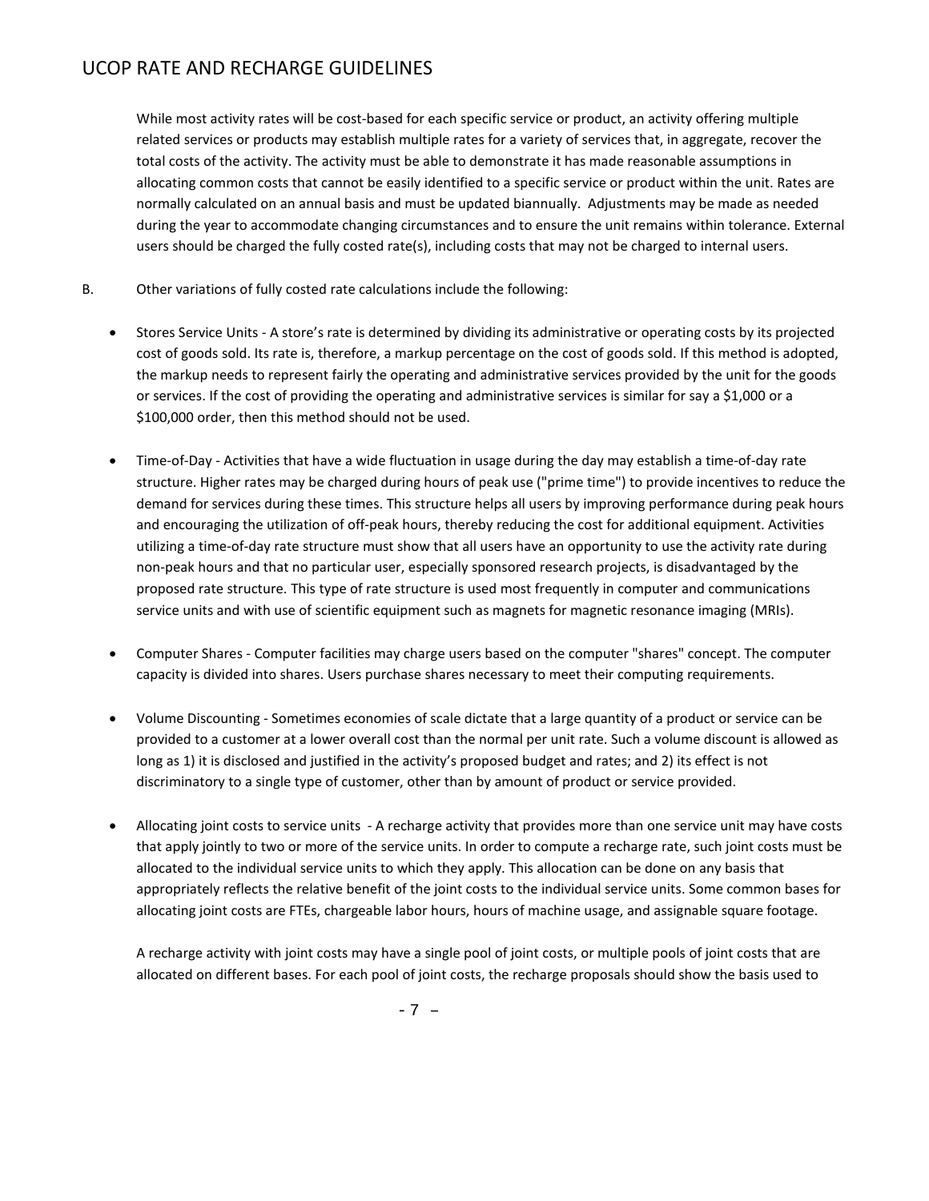While most activity rates will be cost-based for each specific service or product, an activity offering multiple related services or products may establish multiple rates for a variety of services that, in aggregate, recover the total costs of the activity. The activity must be able to demonstrate it has made reasonable assumptions in allocating common costs that cannot be easily identified to a specific service or product within the unit. Rates are normally calculated on an annual basis and must be updated biannually. Adjustments may be made as needed during the year to accommodate changing circumstances and to ensure the unit remains within tolerance. External users should be charged the fully costed rate(s), including costs that may not be charged to internal users.

B. Other variations of fully costed rate calculations include the following:

- Stores Service Units - A store's rate is determined by dividing its administrative or operating costs by its projected cost of goods sold. Its rate is, therefore, a markup percentage on the cost of goods sold. If this method is adopted, the markup needs to represent fairly the operating and administrative services provided by the unit for the goods or services. If the cost of providing the operating and administrative services is similar for say a $1,000 or a $100,000 order, then this method should not be used.

- Time-of-Day - Activities that have a wide fluctuation in usage during the day may establish a time-of-day rate structure. Higher rates may be charged during hours of peak use ("prime time") to provide incentives to reduce the demand for services during these times. This structure helps all users by improving performance during peak hours and encouraging the utilization of off-peak hours, thereby reducing the cost for additional equipment. Activities utilizing a time-of-day rate structure must show that all users have an opportunity to use the activity rate during non-peak hours and that no particular user, especially sponsored research projects, is disadvantaged by the proposed rate structure. This type of rate structure is used most frequently in computer and communications service units and with use of scientific equipment such as magnets for magnetic resonance imaging (MRIs).

- Computer Shares - Computer facilities may charge users based on the computer "shares" concept. The computer capacity is divided into shares. Users purchase shares necessary to meet their computing requirements.

- Volume Discounting - Sometimes economies of scale dictate that a large quantity of a product or service can be provided to a customer at a lower overall cost than the normal per unit rate. Such a volume discount is allowed as long as 1) it is disclosed and justified in the activity's proposed budget and rates; and 2) its effect is not discriminatory to a single type of customer, other than by amount of product or service provided.

- Allocating joint costs to service units - A recharge activity that provides more than one service unit may have costs that apply jointly to two or more of the service units. In order to compute a recharge rate, such joint costs must be allocated to the individual service units to which they apply. This allocation can be done on any basis that appropriately reflects the relative benefit of the joint costs to the individual service units. Some common bases for allocating joint costs are FTEs, chargeable labor hours, hours of machine usage, and assignable square footage.

  A recharge activity with joint costs may have a single pool of joint costs, or multiple pools of joint costs that are allocated on different bases. For each pool of joint costs, the recharge proposals should show the basis used to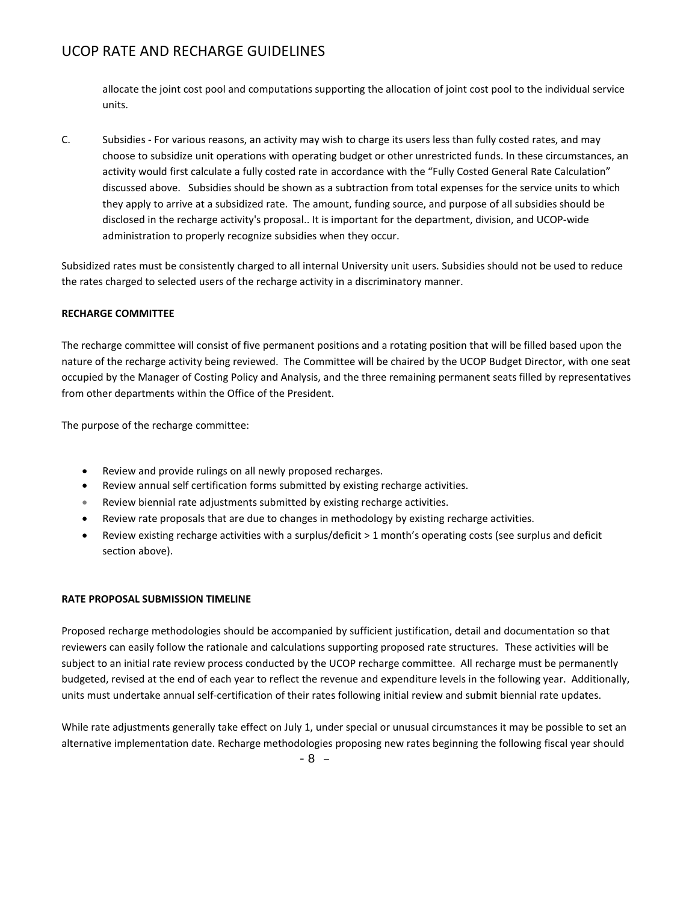allocate the joint cost pool and computations supporting the allocation of joint cost pool to the individual service units.

C. Subsidies - For various reasons, an activity may wish to charge its users less than fully costed rates, and may choose to subsidize unit operations with operating budget or other unrestricted funds. In these circumstances, an activity would first calculate a fully costed rate in accordance with the "Fully Costed General Rate Calculation" discussed above. Subsidies should be shown as a subtraction from total expenses for the service units to which they apply to arrive at a subsidized rate. The amount, funding source, and purpose of all subsidies should be disclosed in the recharge activity's proposal.. It is important for the department, division, and UCOP-wide administration to properly recognize subsidies when they occur.

Subsidized rates must be consistently charged to all internal University unit users. Subsidies should not be used to reduce the rates charged to selected users of the recharge activity in a discriminatory manner.

**RECHARGE COMMITTEE**

The recharge committee will consist of five permanent positions and a rotating position that will be filled based upon the nature of the recharge activity being reviewed. The Committee will be chaired by the UCOP Budget Director, with one seat occupied by the Manager of Costing Policy and Analysis, and the three remaining permanent seats filled by representatives from other departments within the Office of the President.

The purpose of the recharge committee:

- Review and provide rulings on all newly proposed recharges.
- Review annual self certification forms submitted by existing recharge activities.
- Review biennial rate adjustments submitted by existing recharge activities.
- Review rate proposals that are due to changes in methodology by existing recharge activities.
- Review existing recharge activities with a surplus/deficit > 1 month's operating costs (see surplus and deficit section above).

**RATE PROPOSAL SUBMISSION TIMELINE**

Proposed recharge methodologies should be accompanied by sufficient justification, detail and documentation so that reviewers can easily follow the rationale and calculations supporting proposed rate structures. These activities will be subject to an initial rate review process conducted by the UCOP recharge committee. All recharge must be permanently budgeted, revised at the end of each year to reflect the revenue and expenditure levels in the following year. Additionally, units must undertake annual self-certification of their rates following initial review and submit biennial rate updates.

While rate adjustments generally take effect on July 1, under special or unusual circumstances it may be possible to set an alternative implementation date. Recharge methodologies proposing new rates beginning the following fiscal year should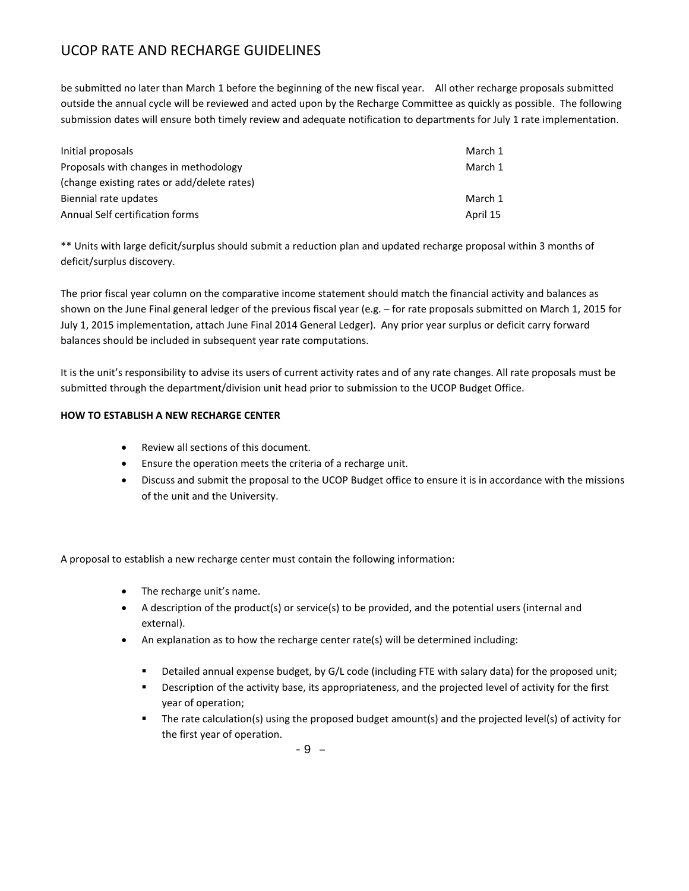be submitted no later than March 1 before the beginning of the new fiscal year. All other recharge proposals submitted outside the annual cycle will be reviewed and acted upon by the Recharge Committee as quickly as possible. The following submission dates will ensure both timely review and adequate notification to departments for July 1 rate implementation.

| | |
|---|---|
| Initial proposals | March 1 |
| Proposals with changes in methodology (change existing rates or add/delete rates) | March 1 |
| Biennial rate updates | March 1 |
| Annual Self certification forms | April 15 |

** Units with large deficit/surplus should submit a reduction plan and updated recharge proposal within 3 months of deficit/surplus discovery.

The prior fiscal year column on the comparative income statement should match the financial activity and balances as shown on the June Final general ledger of the previous fiscal year (e.g. – for rate proposals submitted on March 1, 2015 for July 1, 2015 implementation, attach June Final 2014 General Ledger). Any prior year surplus or deficit carry forward balances should be included in subsequent year rate computations.

It is the unit's responsibility to advise its users of current activity rates and of any rate changes. All rate proposals must be submitted through the department/division unit head prior to submission to the UCOP Budget Office.

**HOW TO ESTABLISH A NEW RECHARGE CENTER**

- Review all sections of this document.
- Ensure the operation meets the criteria of a recharge unit.
- Discuss and submit the proposal to the UCOP Budget office to ensure it is in accordance with the missions of the unit and the University.

A proposal to establish a new recharge center must contain the following information:

- The recharge unit's name.
- A description of the product(s) or service(s) to be provided, and the potential users (internal and external).
- An explanation as to how the recharge center rate(s) will be determined including:
  - Detailed annual expense budget, by G/L code (including FTE with salary data) for the proposed unit;
  - Description of the activity base, its appropriateness, and the projected level of activity for the first year of operation;
  - The rate calculation(s) using the proposed budget amount(s) and the projected level(s) of activity for the first year of operation.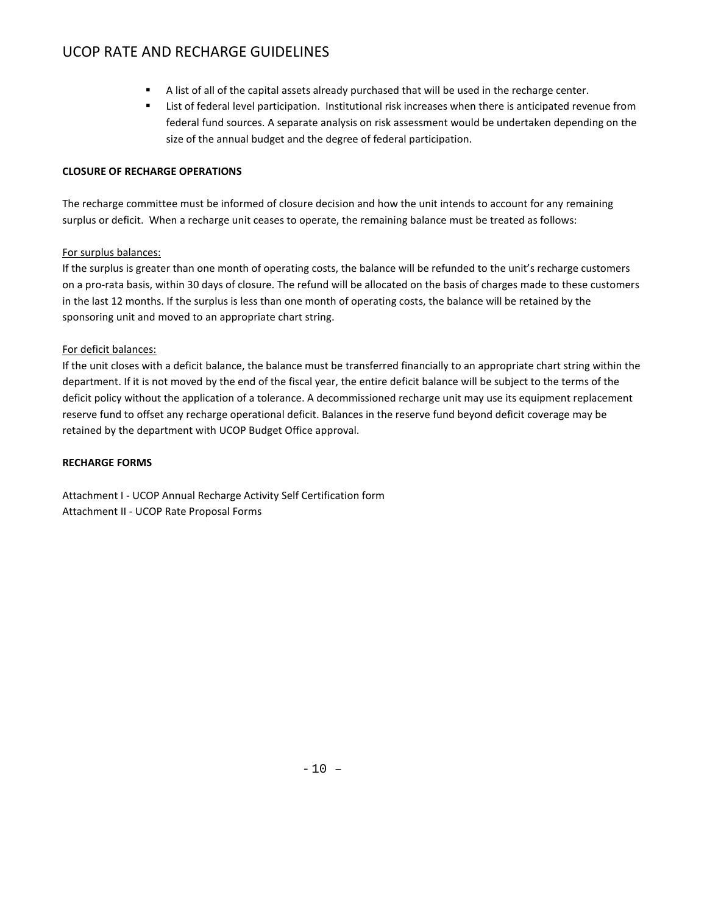- A list of all of the capital assets already purchased that will be used in the recharge center.
- List of federal level participation. Institutional risk increases when there is anticipated revenue from federal fund sources. A separate analysis on risk assessment would be undertaken depending on the size of the annual budget and the degree of federal participation.

**CLOSURE OF RECHARGE OPERATIONS**

The recharge committee must be informed of closure decision and how the unit intends to account for any remaining surplus or deficit. When a recharge unit ceases to operate, the remaining balance must be treated as follows:

For surplus balances:

If the surplus is greater than one month of operating costs, the balance will be refunded to the unit's recharge customers on a pro-rata basis, within 30 days of closure. The refund will be allocated on the basis of charges made to these customers in the last 12 months. If the surplus is less than one month of operating costs, the balance will be retained by the sponsoring unit and moved to an appropriate chart string.

For deficit balances:

If the unit closes with a deficit balance, the balance must be transferred financially to an appropriate chart string within the department. If it is not moved by the end of the fiscal year, the entire deficit balance will be subject to the terms of the deficit policy without the application of a tolerance. A decommissioned recharge unit may use its equipment replacement reserve fund to offset any recharge operational deficit. Balances in the reserve fund beyond deficit coverage may be retained by the department with UCOP Budget Office approval.

**RECHARGE FORMS**

Attachment I - UCOP Annual Recharge Activity Self Certification form
Attachment II - UCOP Rate Proposal Forms